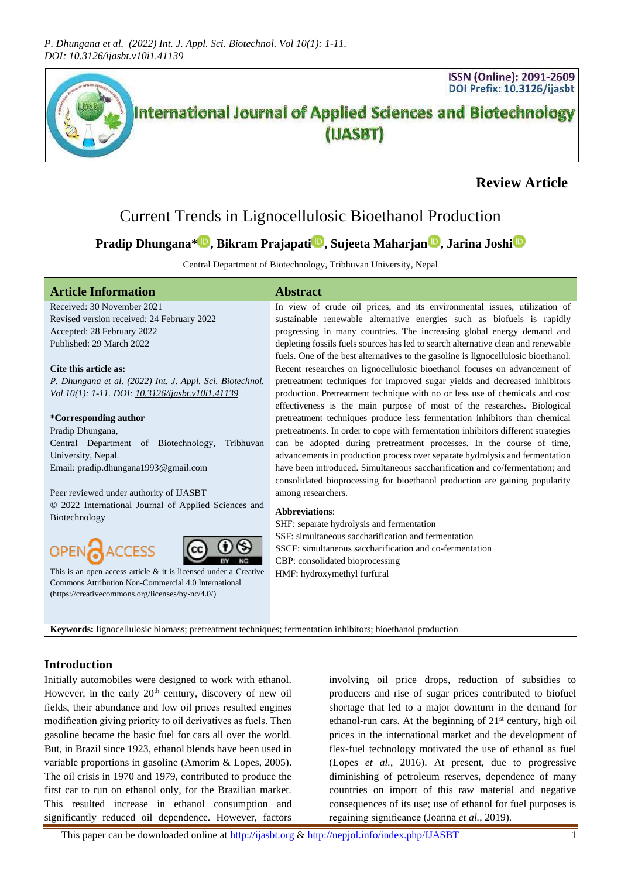# Review Article

# Current Trends in Lignocellulosic Bioethanol Production

**Pradip Dhungana*, Bikram Prajapati, Sujeeta Maharjan, Jarina Joshi**

Central Department of Biotechnology, Tribhuvan University, Nepal

## Article Information

Received: 30 November 2021
Revised version received: 24 February 2022
Accepted: 28 February 2022
Published: 29 March 2022

**Cite this article as:**

*P. Dhungana et al. (2022) Int. J. Appl. Sci. Biotechnol. Vol 10(1): 1-11. DOI: 10.3126/ijasbt.v10i1.41139*

**\*Corresponding author**

Pradip Dhungana,
Central Department of Biotechnology, Tribhuvan University, Nepal.
Email: pradip.dhungana1993@gmail.com

Peer reviewed under authority of IJASBT
© 2022 International Journal of Applied Sciences and Biotechnology

This is an open access article & it is licensed under a Creative Commons Attribution Non-Commercial 4.0 International (https://creativecommons.org/licenses/by-nc/4.0/)

## Abstract

In view of crude oil prices, and its environmental issues, utilization of sustainable renewable alternative energies such as biofuels is rapidly progressing in many countries. The increasing global energy demand and depleting fossils fuels sources has led to search alternative clean and renewable fuels. One of the best alternatives to the gasoline is lignocellulosic bioethanol. Recent researches on lignocellulosic bioethanol focuses on advancement of pretreatment techniques for improved sugar yields and decreased inhibitors production. Pretreatment technique with no or less use of chemicals and cost effectiveness is the main purpose of most of the researches. Biological pretreatment techniques produce less fermentation inhibitors than chemical pretreatments. In order to cope with fermentation inhibitors different strategies can be adopted during pretreatment processes. In the course of time, advancements in production process over separate hydrolysis and fermentation have been introduced. Simultaneous saccharification and co/fermentation; and consolidated bioprocessing for bioethanol production are gaining popularity among researchers.

**Abbreviations**:

SHF: separate hydrolysis and fermentation
SSF: simultaneous saccharification and fermentation
SSCF: simultaneous saccharification and co-fermentation
CBP: consolidated bioprocessing
HMF: hydroxymethyl furfural

**Keywords:** lignocellulosic biomass; pretreatment techniques; fermentation inhibitors; bioethanol production

## Introduction

Initially automobiles were designed to work with ethanol. However, in the early 20th century, discovery of new oil fields, their abundance and low oil prices resulted engines modification giving priority to oil derivatives as fuels. Then gasoline became the basic fuel for cars all over the world. But, in Brazil since 1923, ethanol blends have been used in variable proportions in gasoline (Amorim & Lopes, 2005). The oil crisis in 1970 and 1979, contributed to produce the first car to run on ethanol only, for the Brazilian market. This resulted increase in ethanol consumption and significantly reduced oil dependence. However, factors involving oil price drops, reduction of subsidies to producers and rise of sugar prices contributed to biofuel shortage that led to a major downturn in the demand for ethanol-run cars. At the beginning of 21st century, high oil prices in the international market and the development of flex-fuel technology motivated the use of ethanol as fuel (Lopes *et al.*, 2016). At present, due to progressive diminishing of petroleum reserves, dependence of many countries on import of this raw material and negative consequences of its use; use of ethanol for fuel purposes is regaining significance (Joanna *et al.*, 2019).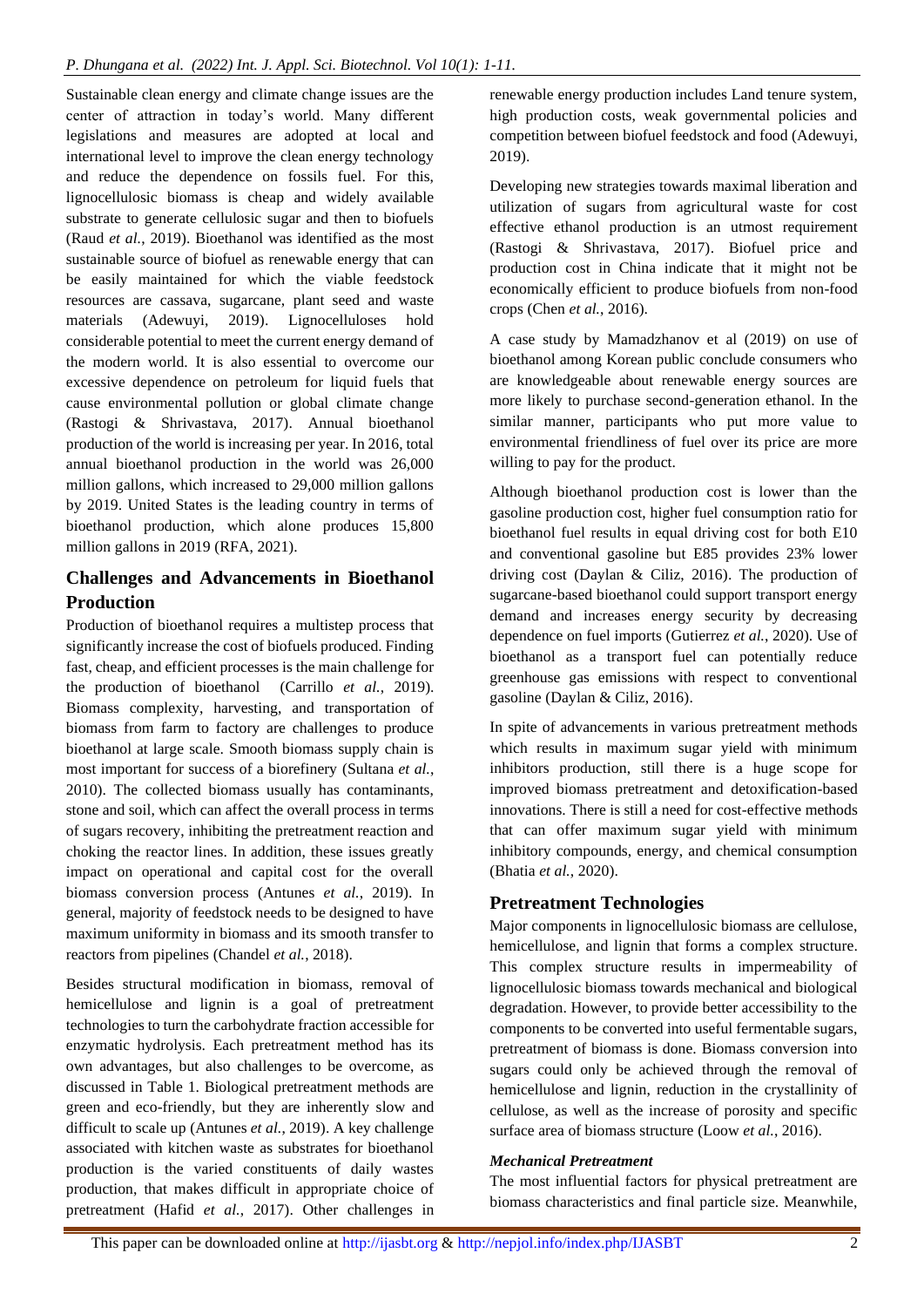Sustainable clean energy and climate change issues are the center of attraction in today's world. Many different legislations and measures are adopted at local and international level to improve the clean energy technology and reduce the dependence on fossils fuel. For this, lignocellulosic biomass is cheap and widely available substrate to generate cellulosic sugar and then to biofuels (Raud *et al.*, 2019). Bioethanol was identified as the most sustainable source of biofuel as renewable energy that can be easily maintained for which the viable feedstock resources are cassava, sugarcane, plant seed and waste materials (Adewuyi, 2019). Lignocelluloses hold considerable potential to meet the current energy demand of the modern world. It is also essential to overcome our excessive dependence on petroleum for liquid fuels that cause environmental pollution or global climate change (Rastogi & Shrivastava, 2017). Annual bioethanol production of the world is increasing per year. In 2016, total annual bioethanol production in the world was 26,000 million gallons, which increased to 29,000 million gallons by 2019. United States is the leading country in terms of bioethanol production, which alone produces 15,800 million gallons in 2019 (RFA, 2021).

## Challenges and Advancements in Bioethanol Production

Production of bioethanol requires a multistep process that significantly increase the cost of biofuels produced. Finding fast, cheap, and efficient processes is the main challenge for the production of bioethanol (Carrillo *et al.*, 2019). Biomass complexity, harvesting, and transportation of biomass from farm to factory are challenges to produce bioethanol at large scale. Smooth biomass supply chain is most important for success of a biorefinery (Sultana *et al.*, 2010). The collected biomass usually has contaminants, stone and soil, which can affect the overall process in terms of sugars recovery, inhibiting the pretreatment reaction and choking the reactor lines. In addition, these issues greatly impact on operational and capital cost for the overall biomass conversion process (Antunes *et al.*, 2019). In general, majority of feedstock needs to be designed to have maximum uniformity in biomass and its smooth transfer to reactors from pipelines (Chandel *et al.*, 2018).

Besides structural modification in biomass, removal of hemicellulose and lignin is a goal of pretreatment technologies to turn the carbohydrate fraction accessible for enzymatic hydrolysis. Each pretreatment method has its own advantages, but also challenges to be overcome, as discussed in Table 1. Biological pretreatment methods are green and eco-friendly, but they are inherently slow and difficult to scale up (Antunes *et al.*, 2019). A key challenge associated with kitchen waste as substrates for bioethanol production is the varied constituents of daily wastes production, that makes difficult in appropriate choice of pretreatment (Hafid *et al.*, 2017). Other challenges in renewable energy production includes Land tenure system, high production costs, weak governmental policies and competition between biofuel feedstock and food (Adewuyi, 2019).

Developing new strategies towards maximal liberation and utilization of sugars from agricultural waste for cost effective ethanol production is an utmost requirement (Rastogi & Shrivastava, 2017). Biofuel price and production cost in China indicate that it might not be economically efficient to produce biofuels from non-food crops (Chen *et al.*, 2016).

A case study by Mamadzhanov et al (2019) on use of bioethanol among Korean public conclude consumers who are knowledgeable about renewable energy sources are more likely to purchase second-generation ethanol. In the similar manner, participants who put more value to environmental friendliness of fuel over its price are more willing to pay for the product.

Although bioethanol production cost is lower than the gasoline production cost, higher fuel consumption ratio for bioethanol fuel results in equal driving cost for both E10 and conventional gasoline but E85 provides 23% lower driving cost (Daylan & Ciliz, 2016). The production of sugarcane-based bioethanol could support transport energy demand and increases energy security by decreasing dependence on fuel imports (Gutierrez *et al.*, 2020). Use of bioethanol as a transport fuel can potentially reduce greenhouse gas emissions with respect to conventional gasoline (Daylan & Ciliz, 2016).

In spite of advancements in various pretreatment methods which results in maximum sugar yield with minimum inhibitors production, still there is a huge scope for improved biomass pretreatment and detoxification-based innovations. There is still a need for cost-effective methods that can offer maximum sugar yield with minimum inhibitory compounds, energy, and chemical consumption (Bhatia *et al.*, 2020).

## Pretreatment Technologies

Major components in lignocellulosic biomass are cellulose, hemicellulose, and lignin that forms a complex structure. This complex structure results in impermeability of lignocellulosic biomass towards mechanical and biological degradation. However, to provide better accessibility to the components to be converted into useful fermentable sugars, pretreatment of biomass is done. Biomass conversion into sugars could only be achieved through the removal of hemicellulose and lignin, reduction in the crystallinity of cellulose, as well as the increase of porosity and specific surface area of biomass structure (Loow *et al.*, 2016).

### *Mechanical Pretreatment*

The most influential factors for physical pretreatment are biomass characteristics and final particle size. Meanwhile,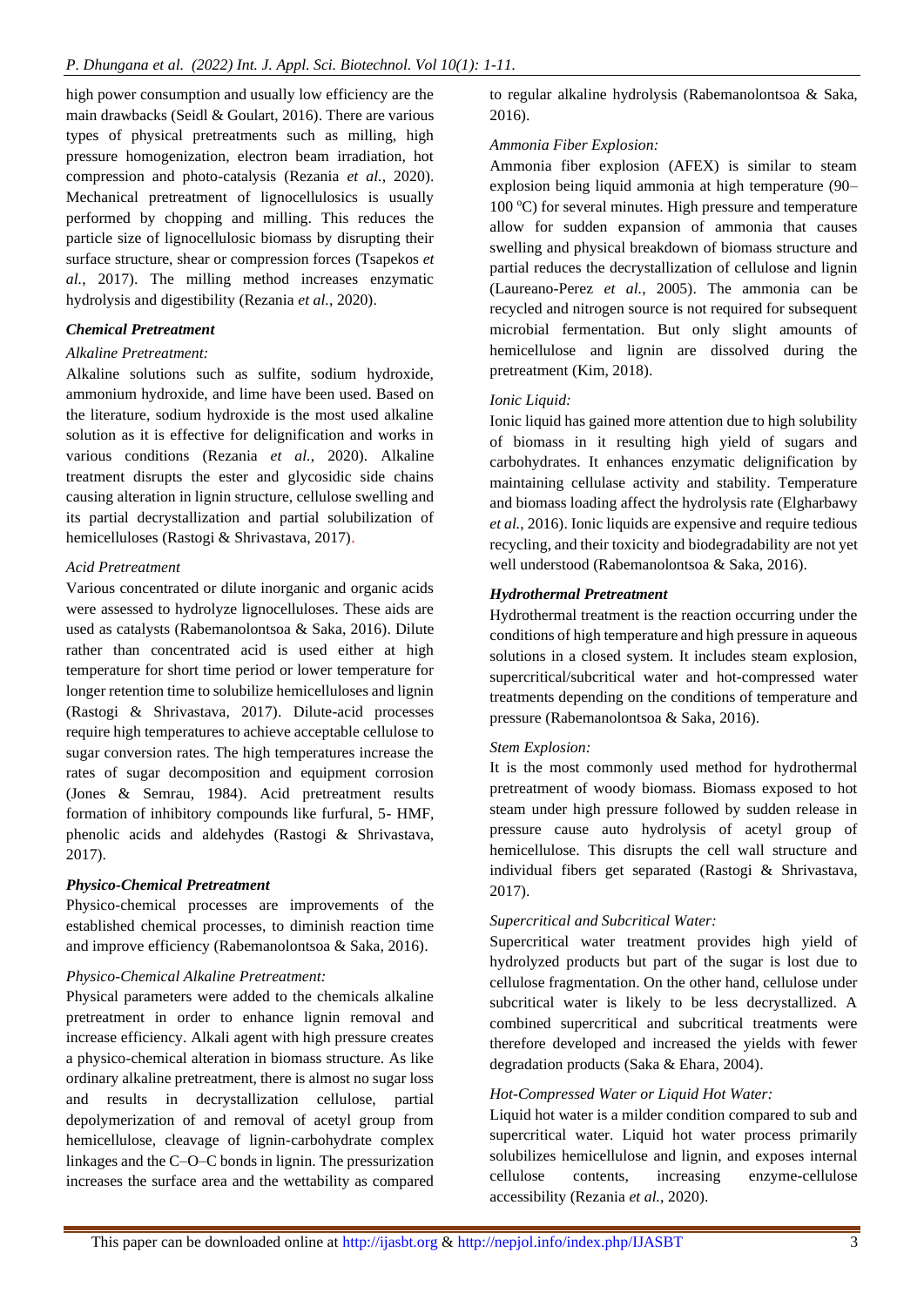high power consumption and usually low efficiency are the main drawbacks (Seidl & Goulart, 2016). There are various types of physical pretreatments such as milling, high pressure homogenization, electron beam irradiation, hot compression and photo-catalysis (Rezania *et al.*, 2020). Mechanical pretreatment of lignocellulosics is usually performed by chopping and milling. This reduces the particle size of lignocellulosic biomass by disrupting their surface structure, shear or compression forces (Tsapekos *et al.*, 2017). The milling method increases enzymatic hydrolysis and digestibility (Rezania *et al.*, 2020).

### *Chemical Pretreatment*

*Alkaline Pretreatment:*

Alkaline solutions such as sulfite, sodium hydroxide, ammonium hydroxide, and lime have been used. Based on the literature, sodium hydroxide is the most used alkaline solution as it is effective for delignification and works in various conditions (Rezania *et al.*, 2020). Alkaline treatment disrupts the ester and glycosidic side chains causing alteration in lignin structure, cellulose swelling and its partial decrystallization and partial solubilization of hemicelluloses (Rastogi & Shrivastava, 2017).

*Acid Pretreatment*

Various concentrated or dilute inorganic and organic acids were assessed to hydrolyze lignocelluloses. These aids are used as catalysts (Rabemanolontsoa & Saka, 2016). Dilute rather than concentrated acid is used either at high temperature for short time period or lower temperature for longer retention time to solubilize hemicelluloses and lignin (Rastogi & Shrivastava, 2017). Dilute-acid processes require high temperatures to achieve acceptable cellulose to sugar conversion rates. The high temperatures increase the rates of sugar decomposition and equipment corrosion (Jones & Semrau, 1984). Acid pretreatment results formation of inhibitory compounds like furfural, 5- HMF, phenolic acids and aldehydes (Rastogi & Shrivastava, 2017).

### *Physico-Chemical Pretreatment*

Physico-chemical processes are improvements of the established chemical processes, to diminish reaction time and improve efficiency (Rabemanolontsoa & Saka, 2016).

*Physico-Chemical Alkaline Pretreatment:*

Physical parameters were added to the chemicals alkaline pretreatment in order to enhance lignin removal and increase efficiency. Alkali agent with high pressure creates a physico-chemical alteration in biomass structure. As like ordinary alkaline pretreatment, there is almost no sugar loss and results in decrystallization cellulose, partial depolymerization of and removal of acetyl group from hemicellulose, cleavage of lignin-carbohydrate complex linkages and the C–O–C bonds in lignin. The pressurization increases the surface area and the wettability as compared to regular alkaline hydrolysis (Rabemanolontsoa & Saka, 2016).

*Ammonia Fiber Explosion:*

Ammonia fiber explosion (AFEX) is similar to steam explosion being liquid ammonia at high temperature (90–100 $^{o}$C) for several minutes. High pressure and temperature allow for sudden expansion of ammonia that causes swelling and physical breakdown of biomass structure and partial reduces the decrystallization of cellulose and lignin (Laureano-Perez *et al.*, 2005). The ammonia can be recycled and nitrogen source is not required for subsequent microbial fermentation. But only slight amounts of hemicellulose and lignin are dissolved during the pretreatment (Kim, 2018).

*Ionic Liquid:*

Ionic liquid has gained more attention due to high solubility of biomass in it resulting high yield of sugars and carbohydrates. It enhances enzymatic delignification by maintaining cellulase activity and stability. Temperature and biomass loading affect the hydrolysis rate (Elgharbawy *et al.*, 2016). Ionic liquids are expensive and require tedious recycling, and their toxicity and biodegradability are not yet well understood (Rabemanolontsoa & Saka, 2016).

### *Hydrothermal Pretreatment*

Hydrothermal treatment is the reaction occurring under the conditions of high temperature and high pressure in aqueous solutions in a closed system. It includes steam explosion, supercritical/subcritical water and hot-compressed water treatments depending on the conditions of temperature and pressure (Rabemanolontsoa & Saka, 2016).

*Stem Explosion:*

It is the most commonly used method for hydrothermal pretreatment of woody biomass. Biomass exposed to hot steam under high pressure followed by sudden release in pressure cause auto hydrolysis of acetyl group of hemicellulose. This disrupts the cell wall structure and individual fibers get separated (Rastogi & Shrivastava, 2017).

*Supercritical and Subcritical Water:*

Supercritical water treatment provides high yield of hydrolyzed products but part of the sugar is lost due to cellulose fragmentation. On the other hand, cellulose under subcritical water is likely to be less decrystallized. A combined supercritical and subcritical treatments were therefore developed and increased the yields with fewer degradation products (Saka & Ehara, 2004).

*Hot-Compressed Water or Liquid Hot Water:*

Liquid hot water is a milder condition compared to sub and supercritical water. Liquid hot water process primarily solubilizes hemicellulose and lignin, and exposes internal cellulose contents, increasing enzyme-cellulose accessibility (Rezania *et al.*, 2020).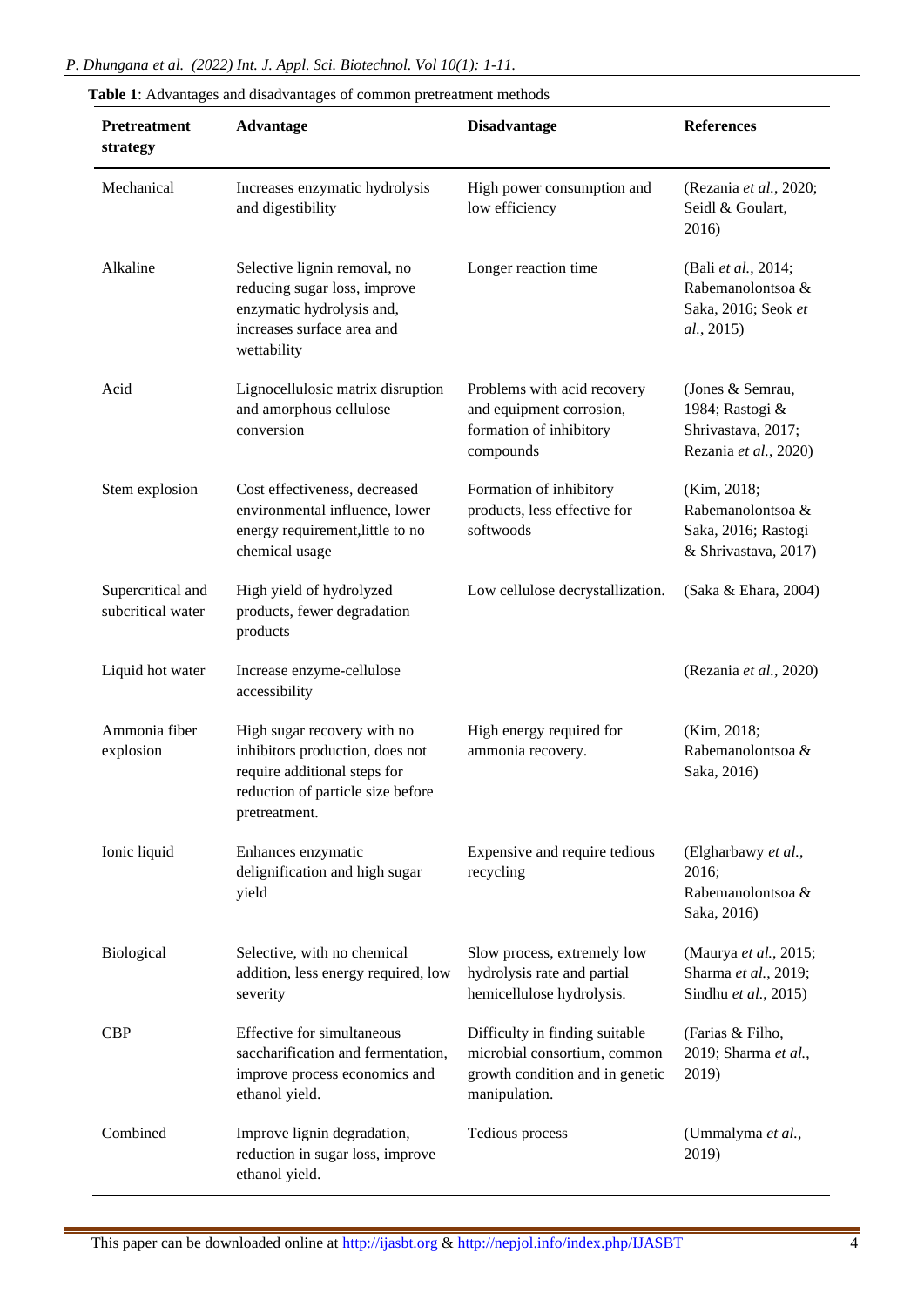**Table 1**: Advantages and disadvantages of common pretreatment methods

| **Pretreatment strategy** | **Advantage** | **Disadvantage** | **References** |
|---|---|---|---|
| Mechanical | Increases enzymatic hydrolysis and digestibility | High power consumption and low efficiency | (Rezania *et al.*, 2020; Seidl & Goulart, 2016) |
| Alkaline | Selective lignin removal, no reducing sugar loss, improve enzymatic hydrolysis and, increases surface area and wettability | Longer reaction time | (Bali *et al.*, 2014; Rabemanolontsoa & Saka, 2016; Seok *et al.*, 2015) |
| Acid | Lignocellulosic matrix disruption and amorphous cellulose conversion | Problems with acid recovery and equipment corrosion, formation of inhibitory compounds | (Jones & Semrau, 1984; Rastogi & Shrivastava, 2017; Rezania *et al.*, 2020) |
| Stem explosion | Cost effectiveness, decreased environmental influence, lower energy requirement,little to no chemical usage | Formation of inhibitory products, less effective for softwoods | (Kim, 2018; Rabemanolontsoa & Saka, 2016; Rastogi & Shrivastava, 2017) |
| Supercritical and subcritical water | High yield of hydrolyzed products, fewer degradation products | Low cellulose decrystallization. | (Saka & Ehara, 2004) |
| Liquid hot water | Increase enzyme-cellulose accessibility | | (Rezania *et al.*, 2020) |
| Ammonia fiber explosion | High sugar recovery with no inhibitors production, does not require additional steps for reduction of particle size before pretreatment. | High energy required for ammonia recovery. | (Kim, 2018; Rabemanolontsoa & Saka, 2016) |
| Ionic liquid | Enhances enzymatic delignification and high sugar yield | Expensive and require tedious recycling | (Elgharbawy *et al.*, 2016; Rabemanolontsoa & Saka, 2016) |
| Biological | Selective, with no chemical addition, less energy required, low severity | Slow process, extremely low hydrolysis rate and partial hemicellulose hydrolysis. | (Maurya *et al.*, 2015; Sharma *et al.*, 2019; Sindhu *et al.*, 2015) |
| CBP | Effective for simultaneous saccharification and fermentation, improve process economics and ethanol yield. | Difficulty in finding suitable microbial consortium, common growth condition and in genetic manipulation. | (Farias & Filho, 2019; Sharma *et al.*, 2019) |
| Combined | Improve lignin degradation, reduction in sugar loss, improve ethanol yield. | Tedious process | (Ummalyma *et al.*, 2019) |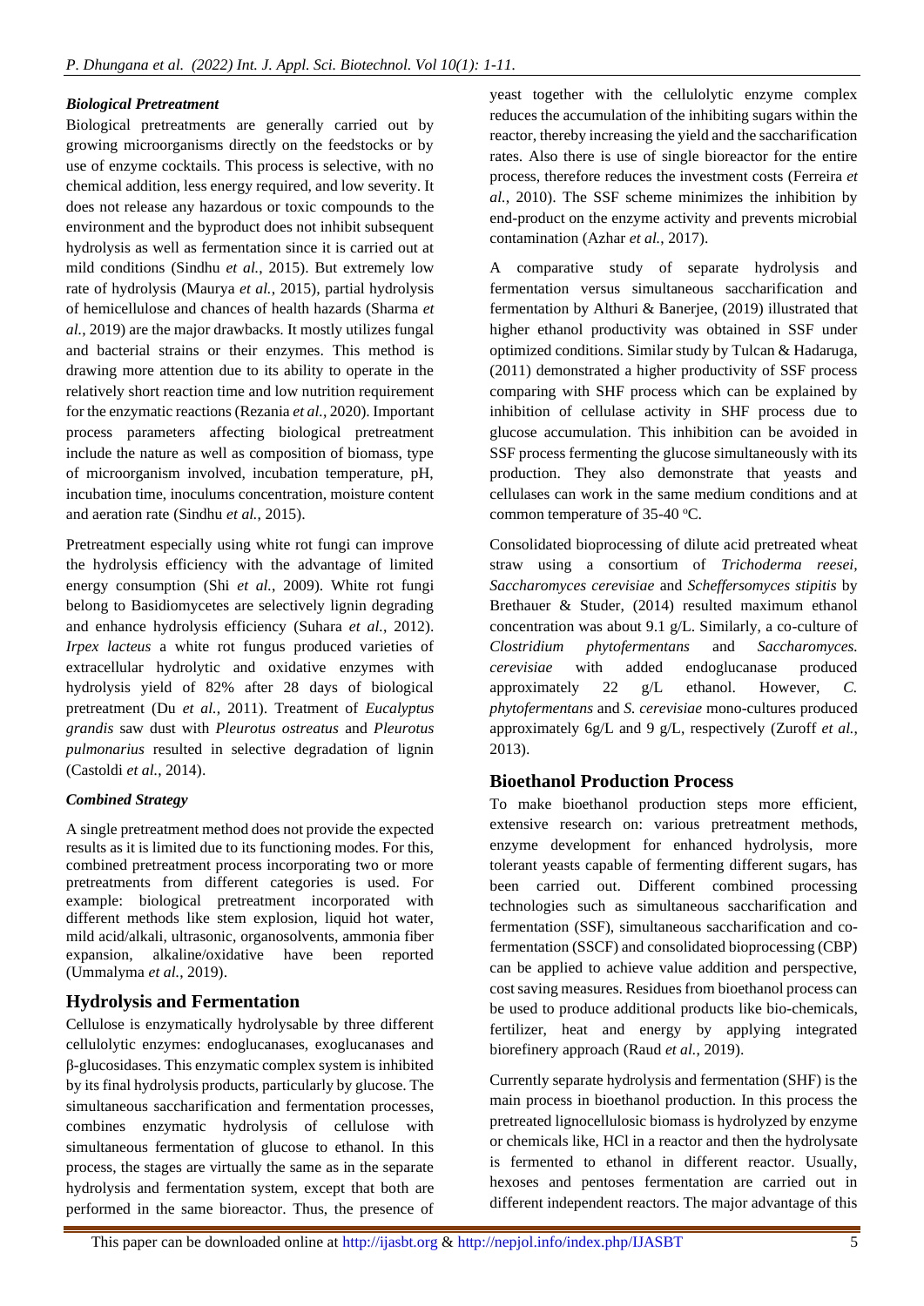#### *Biological Pretreatment*

Biological pretreatments are generally carried out by growing microorganisms directly on the feedstocks or by use of enzyme cocktails. This process is selective, with no chemical addition, less energy required, and low severity. It does not release any hazardous or toxic compounds to the environment and the byproduct does not inhibit subsequent hydrolysis as well as fermentation since it is carried out at mild conditions (Sindhu *et al.*, 2015). But extremely low rate of hydrolysis (Maurya *et al.*, 2015), partial hydrolysis of hemicellulose and chances of health hazards (Sharma *et al.*, 2019) are the major drawbacks. It mostly utilizes fungal and bacterial strains or their enzymes. This method is drawing more attention due to its ability to operate in the relatively short reaction time and low nutrition requirement for the enzymatic reactions (Rezania *et al.*, 2020). Important process parameters affecting biological pretreatment include the nature as well as composition of biomass, type of microorganism involved, incubation temperature, pH, incubation time, inoculums concentration, moisture content and aeration rate (Sindhu *et al.*, 2015).

Pretreatment especially using white rot fungi can improve the hydrolysis efficiency with the advantage of limited energy consumption (Shi *et al.*, 2009). White rot fungi belong to Basidiomycetes are selectively lignin degrading and enhance hydrolysis efficiency (Suhara *et al.*, 2012). *Irpex lacteus* a white rot fungus produced varieties of extracellular hydrolytic and oxidative enzymes with hydrolysis yield of 82% after 28 days of biological pretreatment (Du *et al.*, 2011). Treatment of *Eucalyptus grandis* saw dust with *Pleurotus ostreatus* and *Pleurotus pulmonarius* resulted in selective degradation of lignin (Castoldi *et al.*, 2014).

#### *Combined Strategy*

A single pretreatment method does not provide the expected results as it is limited due to its functioning modes. For this, combined pretreatment process incorporating two or more pretreatments from different categories is used. For example: biological pretreatment incorporated with different methods like stem explosion, liquid hot water, mild acid/alkali, ultrasonic, organosolvents, ammonia fiber expansion, alkaline/oxidative have been reported (Ummalyma *et al.*, 2019).

## Hydrolysis and Fermentation

Cellulose is enzymatically hydrolysable by three different cellulolytic enzymes: endoglucanases, exoglucanases and β-glucosidases. This enzymatic complex system is inhibited by its final hydrolysis products, particularly by glucose. The simultaneous saccharification and fermentation processes, combines enzymatic hydrolysis of cellulose with simultaneous fermentation of glucose to ethanol. In this process, the stages are virtually the same as in the separate hydrolysis and fermentation system, except that both are performed in the same bioreactor. Thus, the presence of yeast together with the cellulolytic enzyme complex reduces the accumulation of the inhibiting sugars within the reactor, thereby increasing the yield and the saccharification rates. Also there is use of single bioreactor for the entire process, therefore reduces the investment costs (Ferreira *et al.*, 2010). The SSF scheme minimizes the inhibition by end-product on the enzyme activity and prevents microbial contamination (Azhar *et al.*, 2017).

A comparative study of separate hydrolysis and fermentation versus simultaneous saccharification and fermentation by Althuri & Banerjee, (2019) illustrated that higher ethanol productivity was obtained in SSF under optimized conditions. Similar study by Tulcan & Hadaruga, (2011) demonstrated a higher productivity of SSF process comparing with SHF process which can be explained by inhibition of cellulase activity in SHF process due to glucose accumulation. This inhibition can be avoided in SSF process fermenting the glucose simultaneously with its production. They also demonstrate that yeasts and cellulases can work in the same medium conditions and at common temperature of 35-40 $^{o}$C.

Consolidated bioprocessing of dilute acid pretreated wheat straw using a consortium of *Trichoderma reesei*, *Saccharomyces cerevisiae* and *Scheffersomyces stipitis* by Brethauer & Studer, (2014) resulted maximum ethanol concentration was about 9.1 g/L. Similarly, a co-culture of *Clostridium phytofermentans* and *Saccharomyces. cerevisiae* with added endoglucanase produced approximately 22 g/L ethanol. However, *C. phytofermentans* and *S. cerevisiae* mono-cultures produced approximately 6g/L and 9 g/L, respectively (Zuroff *et al.*, 2013).

## Bioethanol Production Process

To make bioethanol production steps more efficient, extensive research on: various pretreatment methods, enzyme development for enhanced hydrolysis, more tolerant yeasts capable of fermenting different sugars, has been carried out. Different combined processing technologies such as simultaneous saccharification and fermentation (SSF), simultaneous saccharification and co-fermentation (SSCF) and consolidated bioprocessing (CBP) can be applied to achieve value addition and perspective, cost saving measures. Residues from bioethanol process can be used to produce additional products like bio-chemicals, fertilizer, heat and energy by applying integrated biorefinery approach (Raud *et al.*, 2019).

Currently separate hydrolysis and fermentation (SHF) is the main process in bioethanol production. In this process the pretreated lignocellulosic biomass is hydrolyzed by enzyme or chemicals like, HCl in a reactor and then the hydrolysate is fermented to ethanol in different reactor. Usually, hexoses and pentoses fermentation are carried out in different independent reactors. The major advantage of this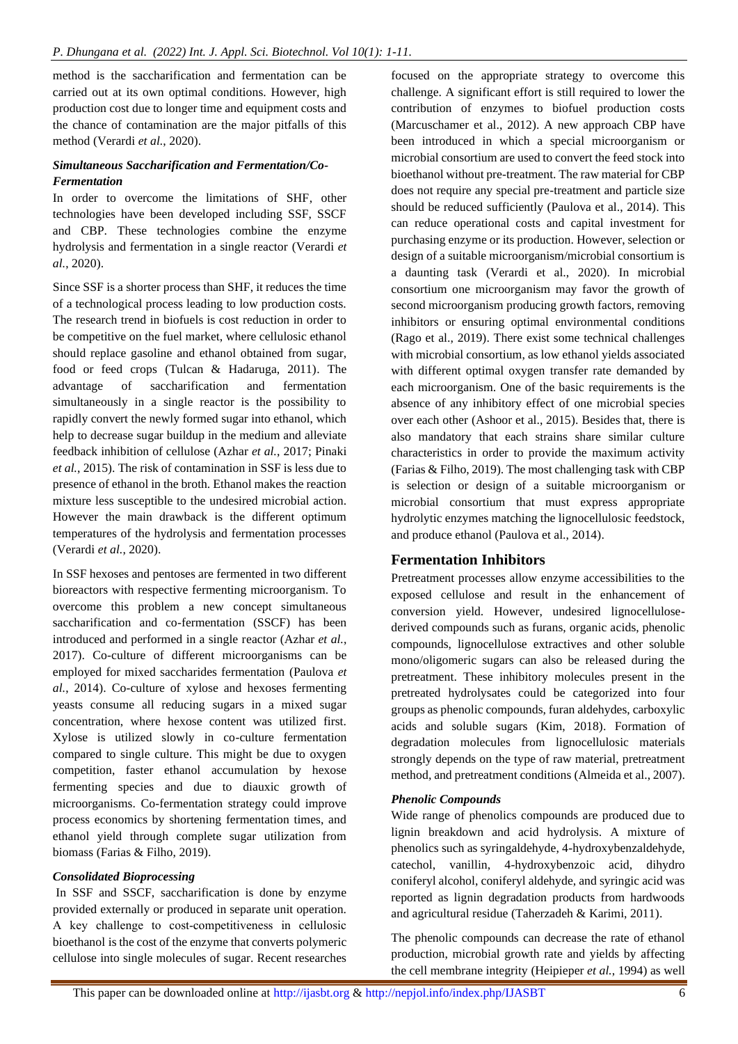method is the saccharification and fermentation can be carried out at its own optimal conditions. However, high production cost due to longer time and equipment costs and the chance of contamination are the major pitfalls of this method (Verardi *et al.*, 2020).

### *Simultaneous Saccharification and Fermentation/Co-Fermentation*

In order to overcome the limitations of SHF, other technologies have been developed including SSF, SSCF and CBP. These technologies combine the enzyme hydrolysis and fermentation in a single reactor (Verardi *et al.*, 2020).

Since SSF is a shorter process than SHF, it reduces the time of a technological process leading to low production costs. The research trend in biofuels is cost reduction in order to be competitive on the fuel market, where cellulosic ethanol should replace gasoline and ethanol obtained from sugar, food or feed crops (Tulcan & Hadaruga, 2011). The advantage of saccharification and fermentation simultaneously in a single reactor is the possibility to rapidly convert the newly formed sugar into ethanol, which help to decrease sugar buildup in the medium and alleviate feedback inhibition of cellulose (Azhar *et al.*, 2017; Pinaki *et al.*, 2015). The risk of contamination in SSF is less due to presence of ethanol in the broth. Ethanol makes the reaction mixture less susceptible to the undesired microbial action. However the main drawback is the different optimum temperatures of the hydrolysis and fermentation processes (Verardi *et al.*, 2020).

In SSF hexoses and pentoses are fermented in two different bioreactors with respective fermenting microorganism. To overcome this problem a new concept simultaneous saccharification and co-fermentation (SSCF) has been introduced and performed in a single reactor (Azhar *et al.*, 2017). Co-culture of different microorganisms can be employed for mixed saccharides fermentation (Paulova *et al.*, 2014). Co-culture of xylose and hexoses fermenting yeasts consume all reducing sugars in a mixed sugar concentration, where hexose content was utilized first. Xylose is utilized slowly in co-culture fermentation compared to single culture. This might be due to oxygen competition, faster ethanol accumulation by hexose fermenting species and due to diauxic growth of microorganisms. Co-fermentation strategy could improve process economics by shortening fermentation times, and ethanol yield through complete sugar utilization from biomass (Farias & Filho, 2019).

### *Consolidated Bioprocessing*

In SSF and SSCF, saccharification is done by enzyme provided externally or produced in separate unit operation. A key challenge to cost-competitiveness in cellulosic bioethanol is the cost of the enzyme that converts polymeric cellulose into single molecules of sugar. Recent researches focused on the appropriate strategy to overcome this challenge. A significant effort is still required to lower the contribution of enzymes to biofuel production costs (Marcuschamer et al., 2012). A new approach CBP have been introduced in which a special microorganism or microbial consortium are used to convert the feed stock into bioethanol without pre-treatment. The raw material for CBP does not require any special pre-treatment and particle size should be reduced sufficiently (Paulova et al., 2014). This can reduce operational costs and capital investment for purchasing enzyme or its production. However, selection or design of a suitable microorganism/microbial consortium is a daunting task (Verardi et al., 2020). In microbial consortium one microorganism may favor the growth of second microorganism producing growth factors, removing inhibitors or ensuring optimal environmental conditions (Rago et al., 2019). There exist some technical challenges with microbial consortium, as low ethanol yields associated with different optimal oxygen transfer rate demanded by each microorganism. One of the basic requirements is the absence of any inhibitory effect of one microbial species over each other (Ashoor et al., 2015). Besides that, there is also mandatory that each strains share similar culture characteristics in order to provide the maximum activity (Farias & Filho, 2019). The most challenging task with CBP is selection or design of a suitable microorganism or microbial consortium that must express appropriate hydrolytic enzymes matching the lignocellulosic feedstock, and produce ethanol (Paulova et al., 2014).

## Fermentation Inhibitors

Pretreatment processes allow enzyme accessibilities to the exposed cellulose and result in the enhancement of conversion yield. However, undesired lignocellulose-derived compounds such as furans, organic acids, phenolic compounds, lignocellulose extractives and other soluble mono/oligomeric sugars can also be released during the pretreatment. These inhibitory molecules present in the pretreated hydrolysates could be categorized into four groups as phenolic compounds, furan aldehydes, carboxylic acids and soluble sugars (Kim, 2018). Formation of degradation molecules from lignocellulosic materials strongly depends on the type of raw material, pretreatment method, and pretreatment conditions (Almeida et al., 2007).

### *Phenolic Compounds*

Wide range of phenolics compounds are produced due to lignin breakdown and acid hydrolysis. A mixture of phenolics such as syringaldehyde, 4-hydroxybenzaldehyde, catechol, vanillin, 4-hydroxybenzoic acid, dihydro coniferyl alcohol, coniferyl aldehyde, and syringic acid was reported as lignin degradation products from hardwoods and agricultural residue (Taherzadeh & Karimi, 2011).

The phenolic compounds can decrease the rate of ethanol production, microbial growth rate and yields by affecting the cell membrane integrity (Heipieper *et al.*, 1994) as well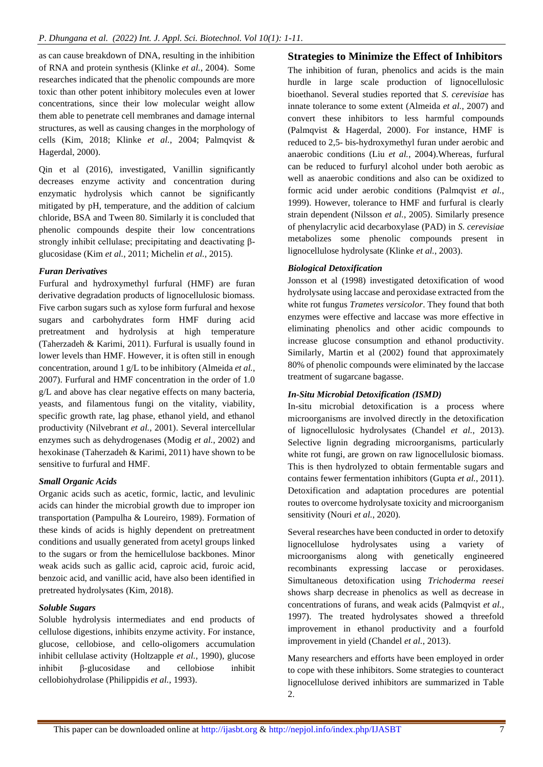as can cause breakdown of DNA, resulting in the inhibition of RNA and protein synthesis (Klinke *et al.*, 2004). Some researches indicated that the phenolic compounds are more toxic than other potent inhibitory molecules even at lower concentrations, since their low molecular weight allow them able to penetrate cell membranes and damage internal structures, as well as causing changes in the morphology of cells (Kim, 2018; Klinke *et al.*, 2004; Palmqvist & Hagerdal, 2000).

Qin et al (2016), investigated, Vanillin significantly decreases enzyme activity and concentration during enzymatic hydrolysis which cannot be significantly mitigated by pH, temperature, and the addition of calcium chloride, BSA and Tween 80. Similarly it is concluded that phenolic compounds despite their low concentrations strongly inhibit cellulase; precipitating and deactivating β-glucosidase (Kim *et al.*, 2011; Michelin *et al.*, 2015).

### *Furan Derivatives*

Furfural and hydroxymethyl furfural (HMF) are furan derivative degradation products of lignocellulosic biomass. Five carbon sugars such as xylose form furfural and hexose sugars and carbohydrates form HMF during acid pretreatment and hydrolysis at high temperature (Taherzadeh & Karimi, 2011). Furfural is usually found in lower levels than HMF. However, it is often still in enough concentration, around 1 g/L to be inhibitory (Almeida *et al.*, 2007). Furfural and HMF concentration in the order of 1.0 g/L and above has clear negative effects on many bacteria, yeasts, and filamentous fungi on the vitality, viability, specific growth rate, lag phase, ethanol yield, and ethanol productivity (Nilvebrant *et al.*, 2001). Several intercellular enzymes such as dehydrogenases (Modig *et al.*, 2002) and hexokinase (Taherzadeh & Karimi, 2011) have shown to be sensitive to furfural and HMF.

### *Small Organic Acids*

Organic acids such as acetic, formic, lactic, and levulinic acids can hinder the microbial growth due to improper ion transportation (Pampulha & Loureiro, 1989). Formation of these kinds of acids is highly dependent on pretreatment conditions and usually generated from acetyl groups linked to the sugars or from the hemicellulose backbones. Minor weak acids such as gallic acid, caproic acid, furoic acid, benzoic acid, and vanillic acid, have also been identified in pretreated hydrolysates (Kim, 2018).

### *Soluble Sugars*

Soluble hydrolysis intermediates and end products of cellulose digestions, inhibits enzyme activity. For instance, glucose, cellobiose, and cello-oligomers accumulation inhibit cellulase activity (Holtzapple *et al.*, 1990), glucose inhibit β-glucosidase and cellobiose inhibit cellobiohydrolase (Philippidis *et al.*, 1993).

## Strategies to Minimize the Effect of Inhibitors

The inhibition of furan, phenolics and acids is the main hurdle in large scale production of lignocellulosic bioethanol. Several studies reported that *S. cerevisiae* has innate tolerance to some extent (Almeida *et al.*, 2007) and convert these inhibitors to less harmful compounds (Palmqvist & Hagerdal, 2000). For instance, HMF is reduced to 2,5- bis-hydroxymethyl furan under aerobic and anaerobic conditions (Liu *et al.*, 2004).Whereas, furfural can be reduced to furfuryl alcohol under both aerobic as well as anaerobic conditions and also can be oxidized to formic acid under aerobic conditions (Palmqvist *et al.*, 1999). However, tolerance to HMF and furfural is clearly strain dependent (Nilsson *et al.*, 2005). Similarly presence of phenylacrylic acid decarboxylase (PAD) in *S. cerevisiae* metabolizes some phenolic compounds present in lignocellulose hydrolysate (Klinke *et al.*, 2003).

### *Biological Detoxification*

Jonsson et al (1998) investigated detoxification of wood hydrolysate using laccase and peroxidase extracted from the white rot fungus *Trametes versicolor*. They found that both enzymes were effective and laccase was more effective in eliminating phenolics and other acidic compounds to increase glucose consumption and ethanol productivity. Similarly, Martin et al (2002) found that approximately 80% of phenolic compounds were eliminated by the laccase treatment of sugarcane bagasse.

### *In-Situ Microbial Detoxification (ISMD)*

In-situ microbial detoxification is a process where microorganisms are involved directly in the detoxification of lignocellulosic hydrolysates (Chandel *et al.*, 2013). Selective lignin degrading microorganisms, particularly white rot fungi, are grown on raw lignocellulosic biomass. This is then hydrolyzed to obtain fermentable sugars and contains fewer fermentation inhibitors (Gupta *et al.*, 2011). Detoxification and adaptation procedures are potential routes to overcome hydrolysate toxicity and microorganism sensitivity (Nouri *et al.*, 2020).

Several researches have been conducted in order to detoxify lignocellulose hydrolysates using a variety of microorganisms along with genetically engineered recombinants expressing laccase or peroxidases. Simultaneous detoxification using *Trichoderma reesei* shows sharp decrease in phenolics as well as decrease in concentrations of furans, and weak acids (Palmqvist *et al.*, 1997). The treated hydrolysates showed a threefold improvement in ethanol productivity and a fourfold improvement in yield (Chandel *et al.*, 2013).

Many researchers and efforts have been employed in order to cope with these inhibitors. Some strategies to counteract lignocellulose derived inhibitors are summarized in Table 2.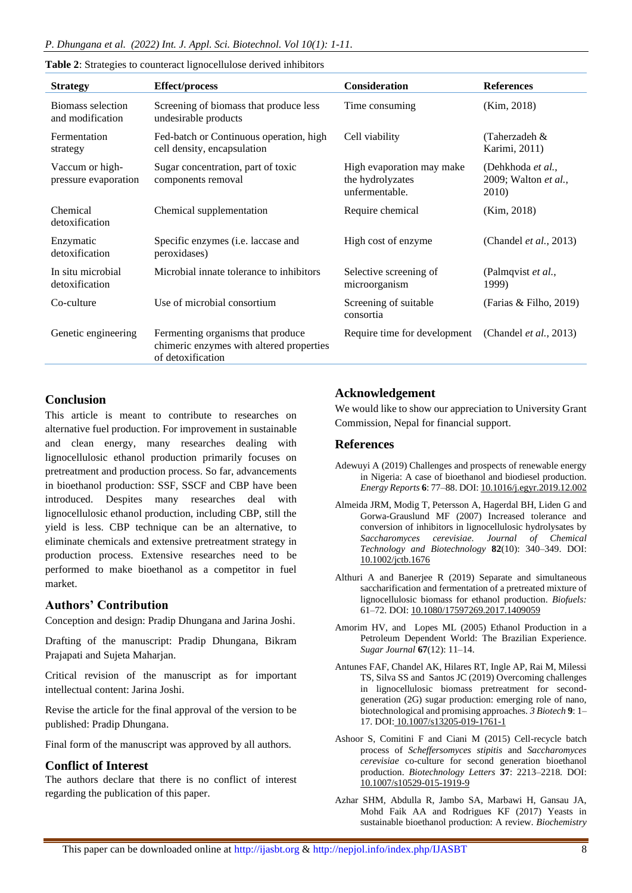**Table 2**: Strategies to counteract lignocellulose derived inhibitors

| Strategy | Effect/process | Consideration | References |
|---|---|---|---|
| Biomass selection and modification | Screening of biomass that produce less undesirable products | Time consuming | (Kim, 2018) |
| Fermentation strategy | Fed-batch or Continuous operation, high cell density, encapsulation | Cell viability | (Taherzadeh & Karimi, 2011) |
| Vaccum or high-pressure evaporation | Sugar concentration, part of toxic components removal | High evaporation may make the hydrolyzates unfermentable. | (Dehkhoda *et al.*, 2009; Walton *et al.*, 2010) |
| Chemical detoxification | Chemical supplementation | Require chemical | (Kim, 2018) |
| Enzymatic detoxification | Specific enzymes (i.e. laccase and peroxidases) | High cost of enzyme | (Chandel *et al.*, 2013) |
| In situ microbial detoxification | Microbial innate tolerance to inhibitors | Selective screening of microorganism | (Palmqvist *et al.*, 1999) |
| Co-culture | Use of microbial consortium | Screening of suitable consortia | (Farias & Filho, 2019) |
| Genetic engineering | Fermenting organisms that produce chimeric enzymes with altered properties of detoxification | Require time for development | (Chandel *et al.*, 2013) |

## Conclusion

This article is meant to contribute to researches on alternative fuel production. For improvement in sustainable and clean energy, many researches dealing with lignocellulosic ethanol production primarily focuses on pretreatment and production process. So far, advancements in bioethanol production: SSF, SSCF and CBP have been introduced. Despites many researches deal with lignocellulosic ethanol production, including CBP, still the yield is less. CBP technique can be an alternative, to eliminate chemicals and extensive pretreatment strategy in production process. Extensive researches need to be performed to make bioethanol as a competitor in fuel market.

## Authors' Contribution

Conception and design: Pradip Dhungana and Jarina Joshi.

Drafting of the manuscript: Pradip Dhungana, Bikram Prajapati and Sujeta Maharjan.

Critical revision of the manuscript as for important intellectual content: Jarina Joshi.

Revise the article for the final approval of the version to be published: Pradip Dhungana.

Final form of the manuscript was approved by all authors.

## Conflict of Interest

The authors declare that there is no conflict of interest regarding the publication of this paper.

## Acknowledgement

We would like to show our appreciation to University Grant Commission, Nepal for financial support.

## References

Adewuyi A (2019) Challenges and prospects of renewable energy in Nigeria: A case of bioethanol and biodiesel production. *Energy Reports* **6**: 77–88. DOI: 10.1016/j.egyr.2019.12.002

Almeida JRM, Modig T, Petersson A, Hagerdal BH, Liden G and Gorwa-Grauslund MF (2007) Increased tolerance and conversion of inhibitors in lignocellulosic hydrolysates by *Saccharomyces cerevisiae*. *Journal of Chemical Technology and Biotechnology* **82**(10): 340–349. DOI: 10.1002/jctb.1676

Althuri A and Banerjee R (2019) Separate and simultaneous saccharification and fermentation of a pretreated mixture of lignocellulosic biomass for ethanol production. *Biofuels:* 61–72. DOI: 10.1080/17597269.2017.1409059

Amorim HV, and Lopes ML (2005) Ethanol Production in a Petroleum Dependent World: The Brazilian Experience. *Sugar Journal* **67**(12): 11–14.

Antunes FAF, Chandel AK, Hilares RT, Ingle AP, Rai M, Milessi TS, Silva SS and Santos JC (2019) Overcoming challenges in lignocellulosic biomass pretreatment for second-generation (2G) sugar production: emerging role of nano, biotechnological and promising approaches. *3 Biotech* **9**: 1–17. DOI: 10.1007/s13205-019-1761-1

Ashoor S, Comitini F and Ciani M (2015) Cell-recycle batch process of *Scheffersomyces stipitis* and *Saccharomyces cerevisiae* co-culture for second generation bioethanol production. *Biotechnology Letters* **37**: 2213–2218. DOI: 10.1007/s10529-015-1919-9

Azhar SHM, Abdulla R, Jambo SA, Marbawi H, Gansau JA, Mohd Faik AA and Rodrigues KF (2017) Yeasts in sustainable bioethanol production: A review. *Biochemistry*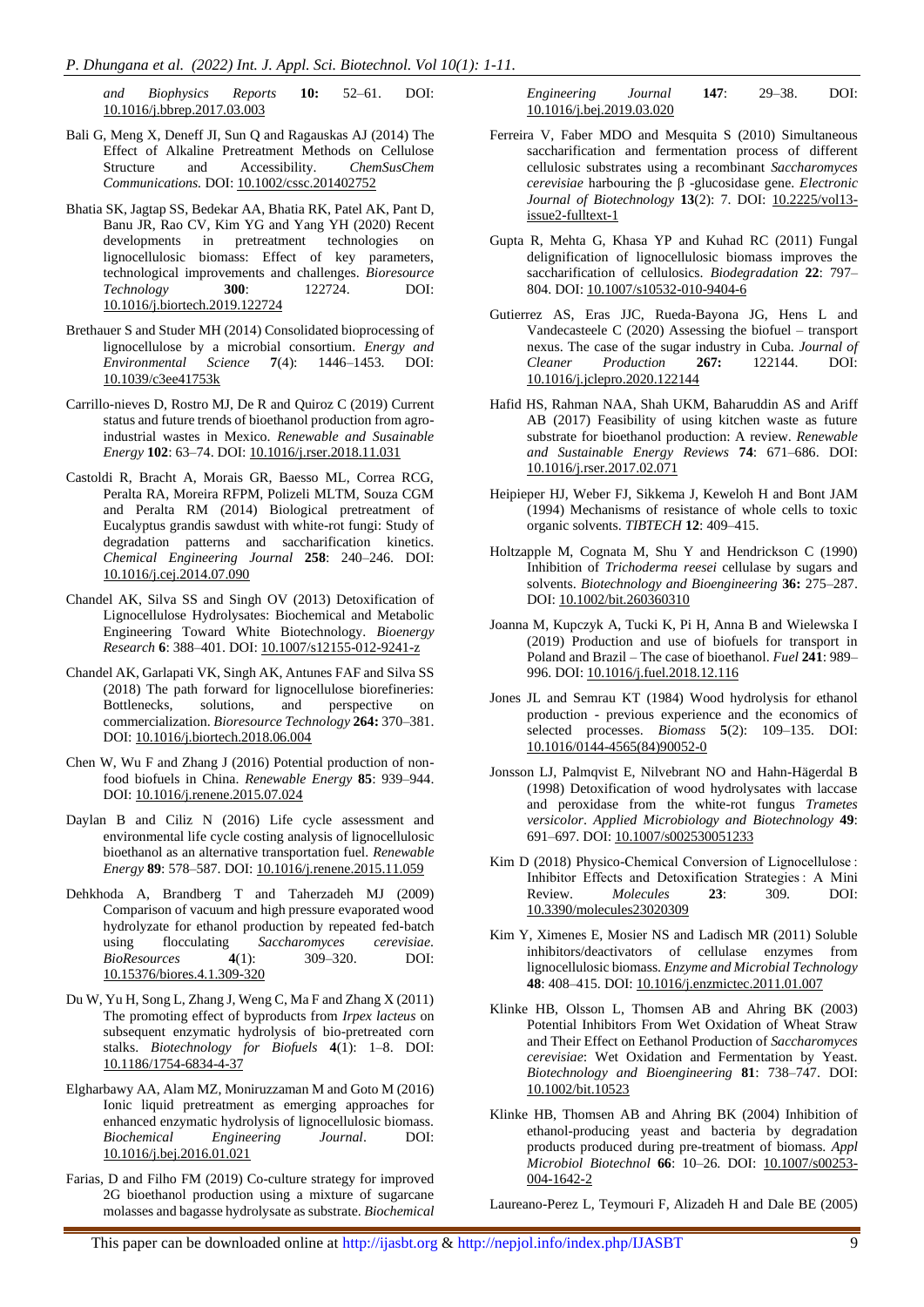*and Biophysics Reports* **10:** 52–61. DOI: 10.1016/j.bbrep.2017.03.003

Bali G, Meng X, Deneff JI, Sun Q and Ragauskas AJ (2014) The Effect of Alkaline Pretreatment Methods on Cellulose Structure and Accessibility. *ChemSusChem Communications.* DOI: 10.1002/cssc.201402752

Bhatia SK, Jagtap SS, Bedekar AA, Bhatia RK, Patel AK, Pant D, Banu JR, Rao CV, Kim YG and Yang YH (2020) Recent developments in pretreatment technologies on lignocellulosic biomass: Effect of key parameters, technological improvements and challenges. *Bioresource Technology* **300**: 122724. DOI: 10.1016/j.biortech.2019.122724

Brethauer S and Studer MH (2014) Consolidated bioprocessing of lignocellulose by a microbial consortium. *Energy and Environmental Science* **7**(4): 1446–1453. DOI: 10.1039/c3ee41753k

Carrillo-nieves D, Rostro MJ, De R and Quiroz C (2019) Current status and future trends of bioethanol production from agro-industrial wastes in Mexico. *Renewable and Susainable Energy* **102**: 63–74. DOI: 10.1016/j.rser.2018.11.031

Castoldi R, Bracht A, Morais GR, Baesso ML, Correa RCG, Peralta RA, Moreira RFPM, Polizeli MLTM, Souza CGM and Peralta RM (2014) Biological pretreatment of Eucalyptus grandis sawdust with white-rot fungi: Study of degradation patterns and saccharification kinetics. *Chemical Engineering Journal* **258**: 240–246. DOI: 10.1016/j.cej.2014.07.090

Chandel AK, Silva SS and Singh OV (2013) Detoxification of Lignocellulose Hydrolysates: Biochemical and Metabolic Engineering Toward White Biotechnology. *Bioenergy Research* **6**: 388–401. DOI: 10.1007/s12155-012-9241-z

Chandel AK, Garlapati VK, Singh AK, Antunes FAF and Silva SS (2018) The path forward for lignocellulose biorefineries: Bottlenecks, solutions, and perspective on commercialization. *Bioresource Technology* **264:** 370–381. DOI: 10.1016/j.biortech.2018.06.004

Chen W, Wu F and Zhang J (2016) Potential production of non-food biofuels in China. *Renewable Energy* **85**: 939–944. DOI: 10.1016/j.renene.2015.07.024

Daylan B and Ciliz N (2016) Life cycle assessment and environmental life cycle costing analysis of lignocellulosic bioethanol as an alternative transportation fuel. *Renewable Energy* **89**: 578–587. DOI: 10.1016/j.renene.2015.11.059

Dehkhoda A, Brandberg T and Taherzadeh MJ (2009) Comparison of vacuum and high pressure evaporated wood hydrolyzate for ethanol production by repeated fed-batch using flocculating *Saccharomyces cerevisiae*. *BioResources* **4**(1): 309–320. DOI: 10.15376/biores.4.1.309-320

Du W, Yu H, Song L, Zhang J, Weng C, Ma F and Zhang X (2011) The promoting effect of byproducts from *Irpex lacteus* on subsequent enzymatic hydrolysis of bio-pretreated corn stalks. *Biotechnology for Biofuels* **4**(1): 1–8. DOI: 10.1186/1754-6834-4-37

Elgharbawy AA, Alam MZ, Moniruzzaman M and Goto M (2016) Ionic liquid pretreatment as emerging approaches for enhanced enzymatic hydrolysis of lignocellulosic biomass. *Biochemical Engineering Journal*. DOI: 10.1016/j.bej.2016.01.021

Farias, D and Filho FM (2019) Co-culture strategy for improved 2G bioethanol production using a mixture of sugarcane molasses and bagasse hydrolysate as substrate. *Biochemical Engineering Journal* **147**: 29–38. DOI: 10.1016/j.bej.2019.03.020

Ferreira V, Faber MDO and Mesquita S (2010) Simultaneous saccharification and fermentation process of different cellulosic substrates using a recombinant *Saccharomyces cerevisiae* harbouring the β -glucosidase gene. *Electronic Journal of Biotechnology* **13**(2): 7. DOI: 10.2225/vol13-issue2-fulltext-1

Gupta R, Mehta G, Khasa YP and Kuhad RC (2011) Fungal delignification of lignocellulosic biomass improves the saccharification of cellulosics. *Biodegradation* **22**: 797–804. DOI: 10.1007/s10532-010-9404-6

Gutierrez AS, Eras JJC, Rueda-Bayona JG, Hens L and Vandecasteele C (2020) Assessing the biofuel – transport nexus. The case of the sugar industry in Cuba. *Journal of Cleaner Production* **267:** 122144. DOI: 10.1016/j.jclepro.2020.122144

Hafid HS, Rahman NAA, Shah UKM, Baharuddin AS and Ariff AB (2017) Feasibility of using kitchen waste as future substrate for bioethanol production: A review. *Renewable and Sustainable Energy Reviews* **74**: 671–686. DOI: 10.1016/j.rser.2017.02.071

Heipieper HJ, Weber FJ, Sikkema J, Keweloh H and Bont JAM (1994) Mechanisms of resistance of whole cells to toxic organic solvents. *TIBTECH* **12**: 409–415.

Holtzapple M, Cognata M, Shu Y and Hendrickson C (1990) Inhibition of *Trichoderma reesei* cellulase by sugars and solvents. *Biotechnology and Bioengineering* **36:** 275–287. DOI: 10.1002/bit.260360310

Joanna M, Kupczyk A, Tucki K, Pi H, Anna B and Wielewska I (2019) Production and use of biofuels for transport in Poland and Brazil – The case of bioethanol. *Fuel* **241**: 989–996. DOI: 10.1016/j.fuel.2018.12.116

Jones JL and Semrau KT (1984) Wood hydrolysis for ethanol production - previous experience and the economics of selected processes. *Biomass* **5**(2): 109–135. DOI: 10.1016/0144-4565(84)90052-0

Jonsson LJ, Palmqvist E, Nilvebrant NO and Hahn-Hägerdal B (1998) Detoxification of wood hydrolysates with laccase and peroxidase from the white-rot fungus *Trametes versicolor*. *Applied Microbiology and Biotechnology* **49**: 691–697. DOI: 10.1007/s002530051233

Kim D (2018) Physico-Chemical Conversion of Lignocellulose : Inhibitor Effects and Detoxification Strategies : A Mini Review. *Molecules* **23**: 309. DOI: 10.3390/molecules23020309

Kim Y, Ximenes E, Mosier NS and Ladisch MR (2011) Soluble inhibitors/deactivators of cellulase enzymes from lignocellulosic biomass. *Enzyme and Microbial Technology* **48**: 408–415. DOI: 10.1016/j.enzmictec.2011.01.007

Klinke HB, Olsson L, Thomsen AB and Ahring BK (2003) Potential Inhibitors From Wet Oxidation of Wheat Straw and Their Effect on Eethanol Production of *Saccharomyces cerevisiae*: Wet Oxidation and Fermentation by Yeast. *Biotechnology and Bioengineering* **81**: 738–747. DOI: 10.1002/bit.10523

Klinke HB, Thomsen AB and Ahring BK (2004) Inhibition of ethanol-producing yeast and bacteria by degradation products produced during pre-treatment of biomass. *Appl Microbiol Biotechnol* **66**: 10–26. DOI: 10.1007/s00253-004-1642-2

Laureano-Perez L, Teymouri F, Alizadeh H and Dale BE (2005)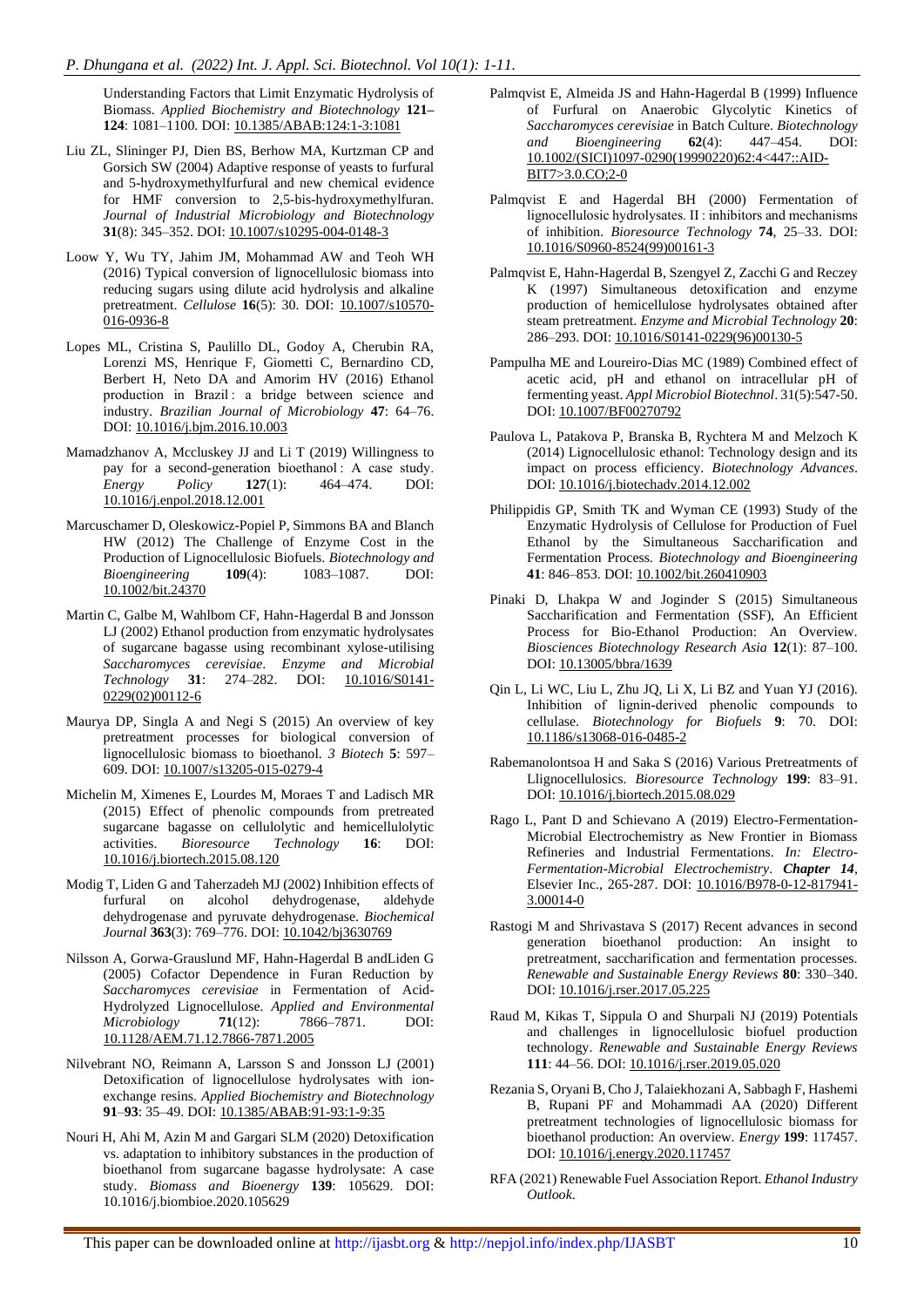Understanding Factors that Limit Enzymatic Hydrolysis of Biomass. *Applied Biochemistry and Biotechnology* **121–124**: 1081–1100. DOI: 10.1385/ABAB:124:1-3:1081

Liu ZL, Slininger PJ, Dien BS, Berhow MA, Kurtzman CP and Gorsich SW (2004) Adaptive response of yeasts to furfural and 5-hydroxymethylfurfural and new chemical evidence for HMF conversion to 2,5-bis-hydroxymethylfuran. *Journal of Industrial Microbiology and Biotechnology* **31**(8): 345–352. DOI: 10.1007/s10295-004-0148-3

Loow Y, Wu TY, Jahim JM, Mohammad AW and Teoh WH (2016) Typical conversion of lignocellulosic biomass into reducing sugars using dilute acid hydrolysis and alkaline pretreatment. *Cellulose* **16**(5): 30. DOI: 10.1007/s10570-016-0936-8

Lopes ML, Cristina S, Paulillo DL, Godoy A, Cherubin RA, Lorenzi MS, Henrique F, Giometti C, Bernardino CD, Berbert H, Neto DA and Amorim HV (2016) Ethanol production in Brazil : a bridge between science and industry. *Brazilian Journal of Microbiology* **47**: 64–76. DOI: 10.1016/j.bjm.2016.10.003

Mamadzhanov A, Mccluskey JJ and Li T (2019) Willingness to pay for a second-generation bioethanol : A case study. *Energy Policy* **127**(1): 464–474. DOI: 10.1016/j.enpol.2018.12.001

Marcuschamer D, Oleskowicz-Popiel P, Simmons BA and Blanch HW (2012) The Challenge of Enzyme Cost in the Production of Lignocellulosic Biofuels. *Biotechnology and Bioengineering* **109**(4): 1083–1087. DOI: 10.1002/bit.24370

Martin C, Galbe M, Wahlbom CF, Hahn-Hagerdal B and Jonsson LJ (2002) Ethanol production from enzymatic hydrolysates of sugarcane bagasse using recombinant xylose-utilising *Saccharomyces cerevisiae*. *Enzyme and Microbial Technology* **31**: 274–282. DOI: 10.1016/S0141-0229(02)00112-6

Maurya DP, Singla A and Negi S (2015) An overview of key pretreatment processes for biological conversion of lignocellulosic biomass to bioethanol. *3 Biotech* **5**: 597–609. DOI: 10.1007/s13205-015-0279-4

Michelin M, Ximenes E, Lourdes M, Moraes T and Ladisch MR (2015) Effect of phenolic compounds from pretreated sugarcane bagasse on cellulolytic and hemicellulolytic activities. *Bioresource Technology* **16**: DOI: 10.1016/j.biortech.2015.08.120

Modig T, Liden G and Taherzadeh MJ (2002) Inhibition effects of furfural on alcohol dehydrogenase, aldehyde dehydrogenase and pyruvate dehydrogenase. *Biochemical Journal* **363**(3): 769–776. DOI: 10.1042/bj3630769

Nilsson A, Gorwa-Grauslund MF, Hahn-Hagerdal B andLiden G (2005) Cofactor Dependence in Furan Reduction by *Saccharomyces cerevisiae* in Fermentation of Acid-Hydrolyzed Lignocellulose. *Applied and Environmental Microbiology* **71**(12): 7866–7871. DOI: 10.1128/AEM.71.12.7866-7871.2005

Nilvebrant NO, Reimann A, Larsson S and Jonsson LJ (2001) Detoxification of lignocellulose hydrolysates with ion-exchange resins. *Applied Biochemistry and Biotechnology* **91**–**93**: 35–49. DOI: 10.1385/ABAB:91-93:1-9:35

Nouri H, Ahi M, Azin M and Gargari SLM (2020) Detoxification vs. adaptation to inhibitory substances in the production of bioethanol from sugarcane bagasse hydrolysate: A case study. *Biomass and Bioenergy* **139**: 105629. DOI: 10.1016/j.biombioe.2020.105629

Palmqvist E, Almeida JS and Hahn-Hagerdal B (1999) Influence of Furfural on Anaerobic Glycolytic Kinetics of *Saccharomyces cerevisiae* in Batch Culture. *Biotechnology and Bioengineering* **62**(4): 447–454. DOI: 10.1002/(SICI)1097-0290(19990220)62:4<447::AID-BIT7>3.0.CO;2-0

Palmqvist E and Hagerdal BH (2000) Fermentation of lignocellulosic hydrolysates. II : inhibitors and mechanisms of inhibition. *Bioresource Technology* **74**, 25–33. DOI: 10.1016/S0960-8524(99)00161-3

Palmqvist E, Hahn-Hagerdal B, Szengyel Z, Zacchi G and Reczey K (1997) Simultaneous detoxification and enzyme production of hemicellulose hydrolysates obtained after steam pretreatment. *Enzyme and Microbial Technology* **20**: 286–293. DOI: 10.1016/S0141-0229(96)00130-5

Pampulha ME and Loureiro-Dias MC (1989) Combined effect of acetic acid, pH and ethanol on intracellular pH of fermenting yeast. *Appl Microbiol Biotechnol*. 31(5):547-50. DOI: 10.1007/BF00270792

Paulova L, Patakova P, Branska B, Rychtera M and Melzoch K (2014) Lignocellulosic ethanol: Technology design and its impact on process efficiency. *Biotechnology Advances*. DOI: 10.1016/j.biotechadv.2014.12.002

Philippidis GP, Smith TK and Wyman CE (1993) Study of the Enzymatic Hydrolysis of Cellulose for Production of Fuel Ethanol by the Simultaneous Saccharification and Fermentation Process. *Biotechnology and Bioengineering* **41**: 846–853. DOI: 10.1002/bit.260410903

Pinaki D, Lhakpa W and Joginder S (2015) Simultaneous Saccharification and Fermentation (SSF), An Efficient Process for Bio-Ethanol Production: An Overview. *Biosciences Biotechnology Research Asia* **12**(1): 87–100. DOI: 10.13005/bbra/1639

Qin L, Li WC, Liu L, Zhu JQ, Li X, Li BZ and Yuan YJ (2016). Inhibition of lignin-derived phenolic compounds to cellulase. *Biotechnology for Biofuels* **9**: 70. DOI: 10.1186/s13068-016-0485-2

Rabemanolontsoa H and Saka S (2016) Various Pretreatments of Llignocellulosics. *Bioresource Technology* **199**: 83–91. DOI: 10.1016/j.biortech.2015.08.029

Rago L, Pant D and Schievano A (2019) Electro-Fermentation-Microbial Electrochemistry as New Frontier in Biomass Refineries and Industrial Fermentations. *In: Electro-Fermentation-Microbial Electrochemistry*. ***Chapter 14***, Elsevier Inc., 265-287. DOI: 10.1016/B978-0-12-817941-3.00014-0

Rastogi M and Shrivastava S (2017) Recent advances in second generation bioethanol production: An insight to pretreatment, saccharification and fermentation processes. *Renewable and Sustainable Energy Reviews* **80**: 330–340. DOI: 10.1016/j.rser.2017.05.225

Raud M, Kikas T, Sippula O and Shurpali NJ (2019) Potentials and challenges in lignocellulosic biofuel production technology. *Renewable and Sustainable Energy Reviews* **111**: 44–56. DOI: 10.1016/j.rser.2019.05.020

Rezania S, Oryani B, Cho J, Talaiekhozani A, Sabbagh F, Hashemi B, Rupani PF and Mohammadi AA (2020) Different pretreatment technologies of lignocellulosic biomass for bioethanol production: An overview. *Energy* **199**: 117457. DOI: 10.1016/j.energy.2020.117457

RFA (2021) Renewable Fuel Association Report. *Ethanol Industry Outlook*.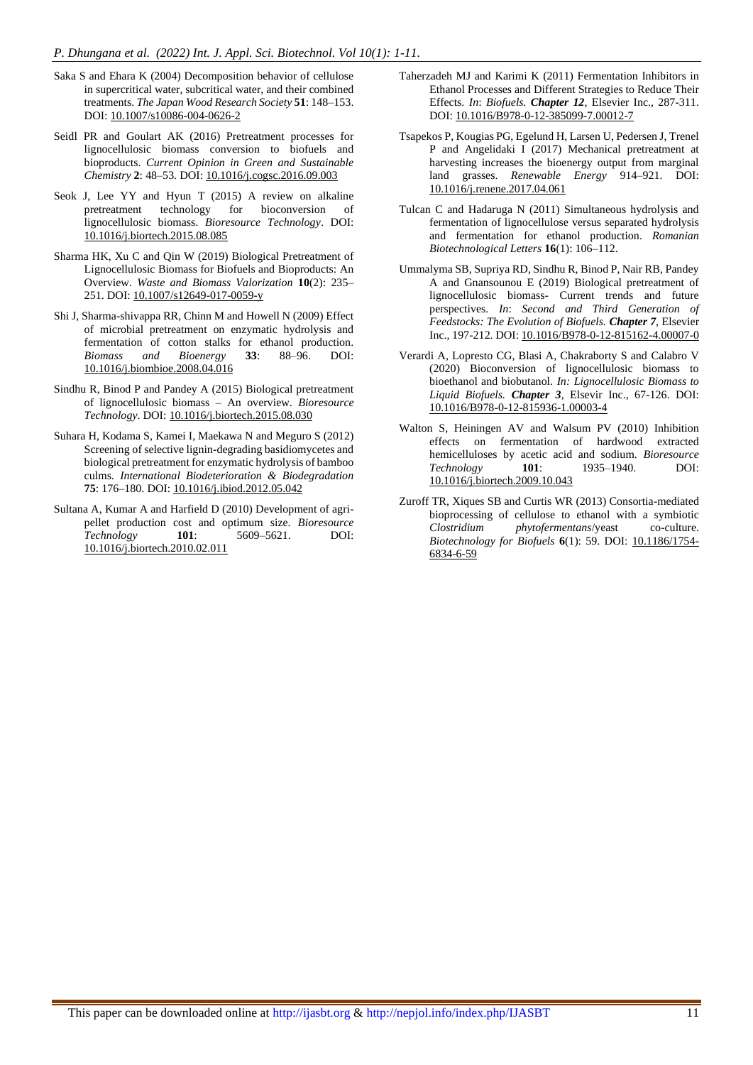Saka S and Ehara K (2004) Decomposition behavior of cellulose in supercritical water, subcritical water, and their combined treatments. *The Japan Wood Research Society* **51**: 148–153. DOI: 10.1007/s10086-004-0626-2

Seidl PR and Goulart AK (2016) Pretreatment processes for lignocellulosic biomass conversion to biofuels and bioproducts. *Current Opinion in Green and Sustainable Chemistry* **2**: 48–53. DOI: 10.1016/j.cogsc.2016.09.003

Seok J, Lee YY and Hyun T (2015) A review on alkaline pretreatment technology for bioconversion of lignocellulosic biomass. *Bioresource Technology*. DOI: 10.1016/j.biortech.2015.08.085

Sharma HK, Xu C and Qin W (2019) Biological Pretreatment of Lignocellulosic Biomass for Biofuels and Bioproducts: An Overview. *Waste and Biomass Valorization* **10**(2): 235–251. DOI: 10.1007/s12649-017-0059-y

Shi J, Sharma-shivappa RR, Chinn M and Howell N (2009) Effect of microbial pretreatment on enzymatic hydrolysis and fermentation of cotton stalks for ethanol production. *Biomass and Bioenergy* **33**: 88–96. DOI: 10.1016/j.biombioe.2008.04.016

Sindhu R, Binod P and Pandey A (2015) Biological pretreatment of lignocellulosic biomass – An overview. *Bioresource Technology*. DOI: 10.1016/j.biortech.2015.08.030

Suhara H, Kodama S, Kamei I, Maekawa N and Meguro S (2012) Screening of selective lignin-degrading basidiomycetes and biological pretreatment for enzymatic hydrolysis of bamboo culms. *International Biodeterioration & Biodegradation* **75**: 176–180. DOI: 10.1016/j.ibiod.2012.05.042

Sultana A, Kumar A and Harfield D (2010) Development of agri-pellet production cost and optimum size. *Bioresource Technology* **101**: 5609–5621. DOI: 10.1016/j.biortech.2010.02.011

Taherzadeh MJ and Karimi K (2011) Fermentation Inhibitors in Ethanol Processes and Different Strategies to Reduce Their Effects. *In*: *Biofuels*. ***Chapter 12***, Elsevier Inc., 287-311. DOI: 10.1016/B978-0-12-385099-7.00012-7

Tsapekos P, Kougias PG, Egelund H, Larsen U, Pedersen J, Trenel P and Angelidaki I (2017) Mechanical pretreatment at harvesting increases the bioenergy output from marginal land grasses. *Renewable Energy* 914–921. DOI: 10.1016/j.renene.2017.04.061

Tulcan C and Hadaruga N (2011) Simultaneous hydrolysis and fermentation of lignocellulose versus separated hydrolysis and fermentation for ethanol production. *Romanian Biotechnological Letters* **16**(1): 106–112.

Ummalyma SB, Supriya RD, Sindhu R, Binod P, Nair RB, Pandey A and Gnansounou E (2019) Biological pretreatment of lignocellulosic biomass- Current trends and future perspectives. *In*: *Second and Third Generation of Feedstocks: The Evolution of Biofuels*. ***Chapter 7***, Elsevier Inc., 197-212. DOI: 10.1016/B978-0-12-815162-4.00007-0

Verardi A, Lopresto CG, Blasi A, Chakraborty S and Calabro V (2020) Bioconversion of lignocellulosic biomass to bioethanol and biobutanol. *In: Lignocellulosic Biomass to Liquid Biofuels*. ***Chapter 3***, Elsevir Inc., 67-126. DOI: 10.1016/B978-0-12-815936-1.00003-4

Walton S, Heiningen AV and Walsum PV (2010) Inhibition effects on fermentation of hardwood extracted hemicelluloses by acetic acid and sodium. *Bioresource Technology* **101**: 1935–1940. DOI: 10.1016/j.biortech.2009.10.043

Zuroff TR, Xiques SB and Curtis WR (2013) Consortia-mediated bioprocessing of cellulose to ethanol with a symbiotic *Clostridium phytofermentans*/yeast co-culture. *Biotechnology for Biofuels* **6**(1): 59. DOI: 10.1186/1754-6834-6-59